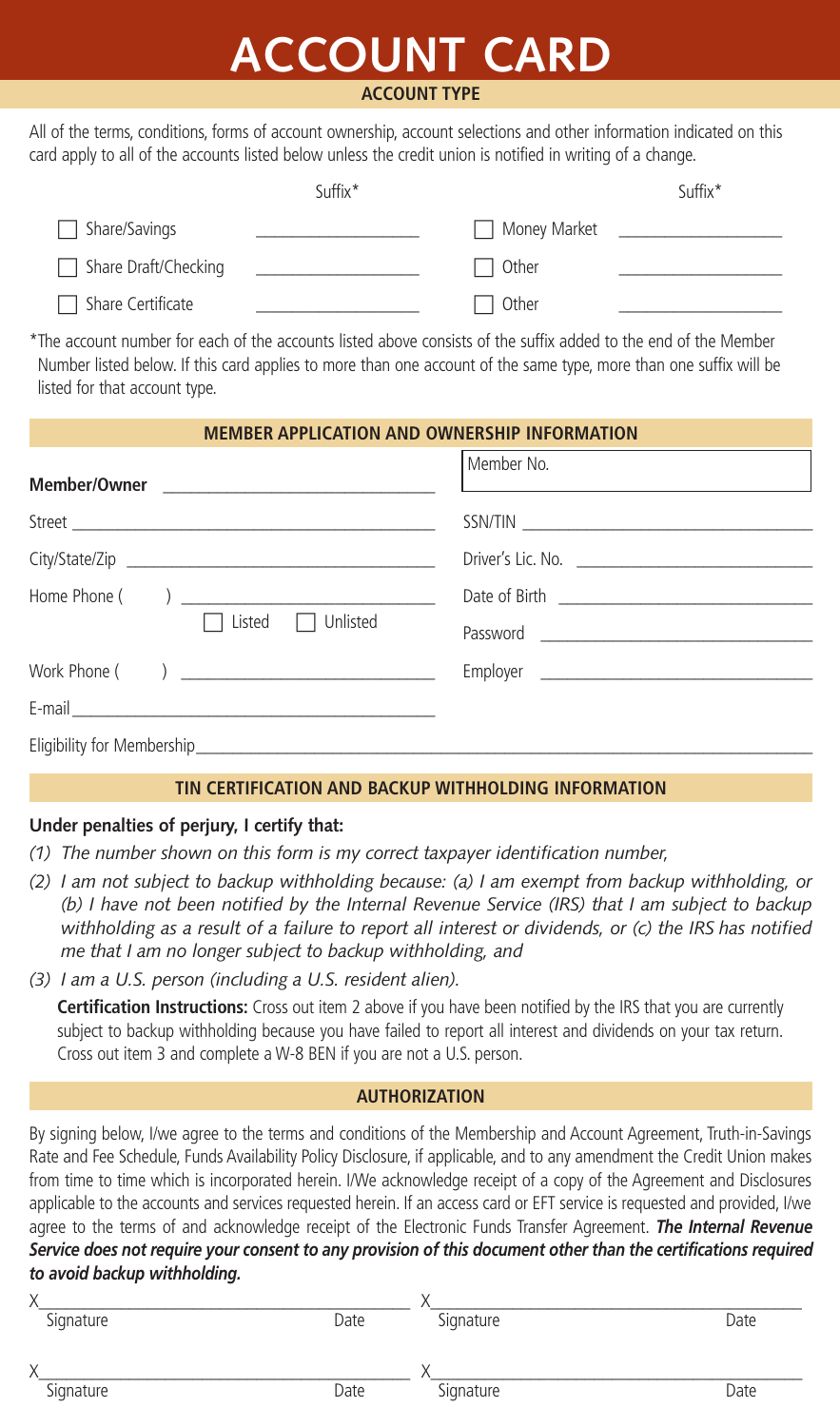# ACCOUNT CARD

## ACCOUNT TYPE

All of the terms, conditions, forms of account ownership, account selections and other information indicated on this card apply to all of the accounts listed below unless the credit union is notified in writing of a change.

| | Suffix* | | Suffix* |
|---|---|---|---|
| ☐ Share/Savings | ______________ | ☐ Money Market | ______________ |
| ☐ Share Draft/Checking | ______________ | ☐ Other | ______________ |
| ☐ Share Certificate | ______________ | ☐ Other | ______________ |

*The account number for each of the accounts listed above consists of the suffix added to the end of the Member Number listed below. If this card applies to more than one account of the same type, more than one suffix will be listed for that account type.

## MEMBER APPLICATION AND OWNERSHIP INFORMATION

**Member/Owner** ______________________________

Member No. ______________________________

Street ______________________________

SSN/TIN ______________________________

City/State/Zip ______________________________

Driver's Lic. No. ______________________________

Home Phone (     ) ______________________________ ☐ Listed ☐ Unlisted

Date of Birth ______________________________

Password ______________________________

Work Phone (     ) ______________________________

Employer ______________________________

E-mail ______________________________

Eligibility for Membership ______________________________

## TIN CERTIFICATION AND BACKUP WITHHOLDING INFORMATION

**Under penalties of perjury, I certify that:**

*(1) The number shown on this form is my correct taxpayer identification number,*

*(2) I am not subject to backup withholding because: (a) I am exempt from backup withholding, or (b) I have not been notified by the Internal Revenue Service (IRS) that I am subject to backup withholding as a result of a failure to report all interest or dividends, or (c) the IRS has notified me that I am no longer subject to backup withholding, and*

*(3) I am a U.S. person (including a U.S. resident alien).*

**Certification Instructions:** Cross out item 2 above if you have been notified by the IRS that you are currently subject to backup withholding because you have failed to report all interest and dividends on your tax return. Cross out item 3 and complete a W-8 BEN if you are not a U.S. person.

## AUTHORIZATION

By signing below, I/we agree to the terms and conditions of the Membership and Account Agreement, Truth-in-Savings Rate and Fee Schedule, Funds Availability Policy Disclosure, if applicable, and to any amendment the Credit Union makes from time to time which is incorporated herein. I/We acknowledge receipt of a copy of the Agreement and Disclosures applicable to the accounts and services requested herein. If an access card or EFT service is requested and provided, I/we agree to the terms of and acknowledge receipt of the Electronic Funds Transfer Agreement. ***The Internal Revenue Service does not require your consent to any provision of this document other than the certifications required to avoid backup withholding.***

X______________________________
Signature                                        Date

X______________________________
Signature                                        Date

X______________________________
Signature                                        Date

X______________________________
Signature                                        Date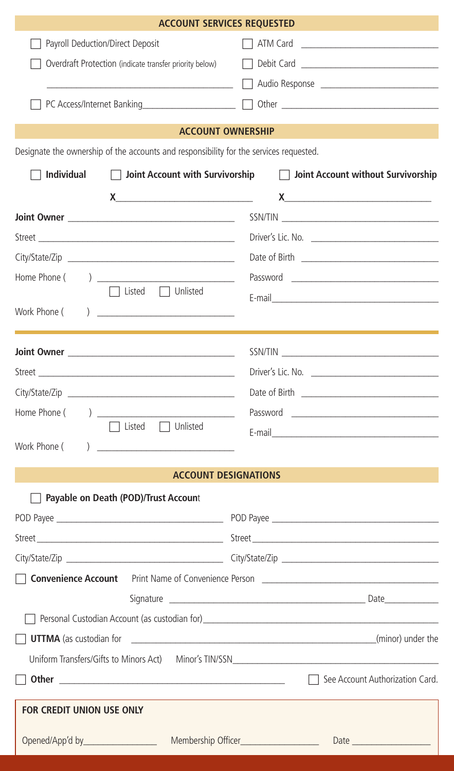## ACCOUNT SERVICES REQUESTED

- ☐ Payroll Deduction/Direct Deposit
- ☐ Overdraft Protection (indicate transfer priority below) \_\_\_\_\_\_\_\_\_\_\_\_\_\_\_\_\_\_\_\_
- ☐ PC Access/Internet Banking\_\_\_\_\_\_\_\_\_\_\_\_\_\_\_\_\_\_\_\_
- ☐ ATM Card \_\_\_\_\_\_\_\_\_\_\_\_\_\_\_\_\_\_\_\_
- ☐ Debit Card \_\_\_\_\_\_\_\_\_\_\_\_\_\_\_\_\_\_\_\_
- ☐ Audio Response \_\_\_\_\_\_\_\_\_\_\_\_\_\_\_\_\_\_\_\_
- ☐ Other \_\_\_\_\_\_\_\_\_\_\_\_\_\_\_\_\_\_\_\_

## ACCOUNT OWNERSHIP

Designate the ownership of the accounts and responsibility for the services requested.

☐ **Individual** ☐ **Joint Account with Survivorship** ☐ **Joint Account without Survivorship**

X\_\_\_\_\_\_\_\_\_\_\_\_\_\_\_\_\_\_\_\_ X\_\_\_\_\_\_\_\_\_\_\_\_\_\_\_\_\_\_\_\_

**Joint Owner** \_\_\_\_\_\_\_\_\_\_\_\_\_\_\_\_\_\_\_\_
SSN/TIN \_\_\_\_\_\_\_\_\_\_\_\_\_\_\_\_\_\_\_\_
Street \_\_\_\_\_\_\_\_\_\_\_\_\_\_\_\_\_\_\_\_
Driver's Lic. No. \_\_\_\_\_\_\_\_\_\_\_\_\_\_\_\_\_\_\_\_
City/State/Zip \_\_\_\_\_\_\_\_\_\_\_\_\_\_\_\_\_\_\_\_
Date of Birth \_\_\_\_\_\_\_\_\_\_\_\_\_\_\_\_\_\_\_\_
Home Phone (     ) \_\_\_\_\_\_\_\_\_\_\_\_\_\_\_\_\_\_\_\_ ☐ Listed ☐ Unlisted
Password \_\_\_\_\_\_\_\_\_\_\_\_\_\_\_\_\_\_\_\_
E-mail\_\_\_\_\_\_\_\_\_\_\_\_\_\_\_\_\_\_\_\_
Work Phone (     ) \_\_\_\_\_\_\_\_\_\_\_\_\_\_\_\_\_\_\_\_

**Joint Owner** \_\_\_\_\_\_\_\_\_\_\_\_\_\_\_\_\_\_\_\_
SSN/TIN \_\_\_\_\_\_\_\_\_\_\_\_\_\_\_\_\_\_\_\_
Street \_\_\_\_\_\_\_\_\_\_\_\_\_\_\_\_\_\_\_\_
Driver's Lic. No. \_\_\_\_\_\_\_\_\_\_\_\_\_\_\_\_\_\_\_\_
City/State/Zip \_\_\_\_\_\_\_\_\_\_\_\_\_\_\_\_\_\_\_\_
Date of Birth \_\_\_\_\_\_\_\_\_\_\_\_\_\_\_\_\_\_\_\_
Home Phone (     ) \_\_\_\_\_\_\_\_\_\_\_\_\_\_\_\_\_\_\_\_ ☐ Listed ☐ Unlisted
Password \_\_\_\_\_\_\_\_\_\_\_\_\_\_\_\_\_\_\_\_
E-mail\_\_\_\_\_\_\_\_\_\_\_\_\_\_\_\_\_\_\_\_
Work Phone (     ) \_\_\_\_\_\_\_\_\_\_\_\_\_\_\_\_\_\_\_\_

## ACCOUNT DESIGNATIONS

☐ **Payable on Death (POD)/Trust Account**

POD Payee \_\_\_\_\_\_\_\_\_\_\_\_\_\_\_\_\_\_\_\_ POD Payee \_\_\_\_\_\_\_\_\_\_\_\_\_\_\_\_\_\_\_\_
Street\_\_\_\_\_\_\_\_\_\_\_\_\_\_\_\_\_\_\_\_ Street\_\_\_\_\_\_\_\_\_\_\_\_\_\_\_\_\_\_\_\_
City/State/Zip \_\_\_\_\_\_\_\_\_\_\_\_\_\_\_\_\_\_\_\_ City/State/Zip \_\_\_\_\_\_\_\_\_\_\_\_\_\_\_\_\_\_\_\_

☐ **Convenience Account** Print Name of Convenience Person \_\_\_\_\_\_\_\_\_\_\_\_\_\_\_\_\_\_\_\_
Signature \_\_\_\_\_\_\_\_\_\_\_\_\_\_\_\_\_\_\_\_ Date\_\_\_\_\_\_\_\_\_\_

☐ Personal Custodian Account (as custodian for)\_\_\_\_\_\_\_\_\_\_\_\_\_\_\_\_\_\_\_\_

☐ **UTTMA** (as custodian for \_\_\_\_\_\_\_\_\_\_\_\_\_\_\_\_\_\_\_\_(minor) under the Uniform Transfers/Gifts to Minors Act) Minor's TIN/SSN\_\_\_\_\_\_\_\_\_\_\_\_\_\_\_\_\_\_\_\_

☐ **Other** \_\_\_\_\_\_\_\_\_\_\_\_\_\_\_\_\_\_\_\_ ☐ See Account Authorization Card.

**FOR CREDIT UNION USE ONLY**

Opened/App'd by\_\_\_\_\_\_\_\_\_\_\_\_\_\_\_\_ Membership Officer\_\_\_\_\_\_\_\_\_\_\_\_\_\_\_\_ Date \_\_\_\_\_\_\_\_\_\_\_\_\_\_\_\_